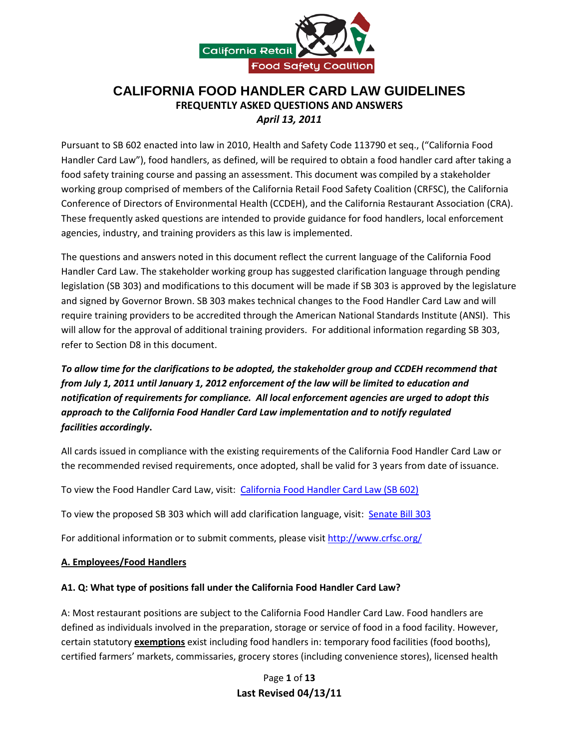# CALIFORNIA FOOD HANDLER CARD LAW GUIDELINES

**FREQUENTLY ASKED QUESTIONS AND ANSWERS**

***April 13, 2011***

Pursuant to SB 602 enacted into law in 2010, Health and Safety Code 113790 et seq., ("California Food Handler Card Law"), food handlers, as defined, will be required to obtain a food handler card after taking a food safety training course and passing an assessment. This document was compiled by a stakeholder working group comprised of members of the California Retail Food Safety Coalition (CRFSC), the California Conference of Directors of Environmental Health (CCDEH), and the California Restaurant Association (CRA). These frequently asked questions are intended to provide guidance for food handlers, local enforcement agencies, industry, and training providers as this law is implemented.

The questions and answers noted in this document reflect the current language of the California Food Handler Card Law. The stakeholder working group has suggested clarification language through pending legislation (SB 303) and modifications to this document will be made if SB 303 is approved by the legislature and signed by Governor Brown. SB 303 makes technical changes to the Food Handler Card Law and will require training providers to be accredited through the American National Standards Institute (ANSI). This will allow for the approval of additional training providers. For additional information regarding SB 303, refer to Section D8 in this document.

***To allow time for the clarifications to be adopted, the stakeholder group and CCDEH recommend that from July 1, 2011 until January 1, 2012 enforcement of the law will be limited to education and notification of requirements for compliance. All local enforcement agencies are urged to adopt this approach to the California Food Handler Card Law implementation and to notify regulated facilities accordingly*.**

All cards issued in compliance with the existing requirements of the California Food Handler Card Law or the recommended revised requirements, once adopted, shall be valid for 3 years from date of issuance.

To view the Food Handler Card Law, visit: [California Food Handler Card Law (SB 602)]()

To view the proposed SB 303 which will add clarification language, visit: [Senate Bill 303]()

For additional information or to submit comments, please visit [http://www.crfsc.org/](http://www.crfsc.org/)

## A. Employees/Food Handlers

### A1. Q: What type of positions fall under the California Food Handler Card Law?

A: Most restaurant positions are subject to the California Food Handler Card Law. Food handlers are defined as individuals involved in the preparation, storage or service of food in a food facility. However, certain statutory **exemptions** exist including food handlers in: temporary food facilities (food booths), certified farmers' markets, commissaries, grocery stores (including convenience stores), licensed health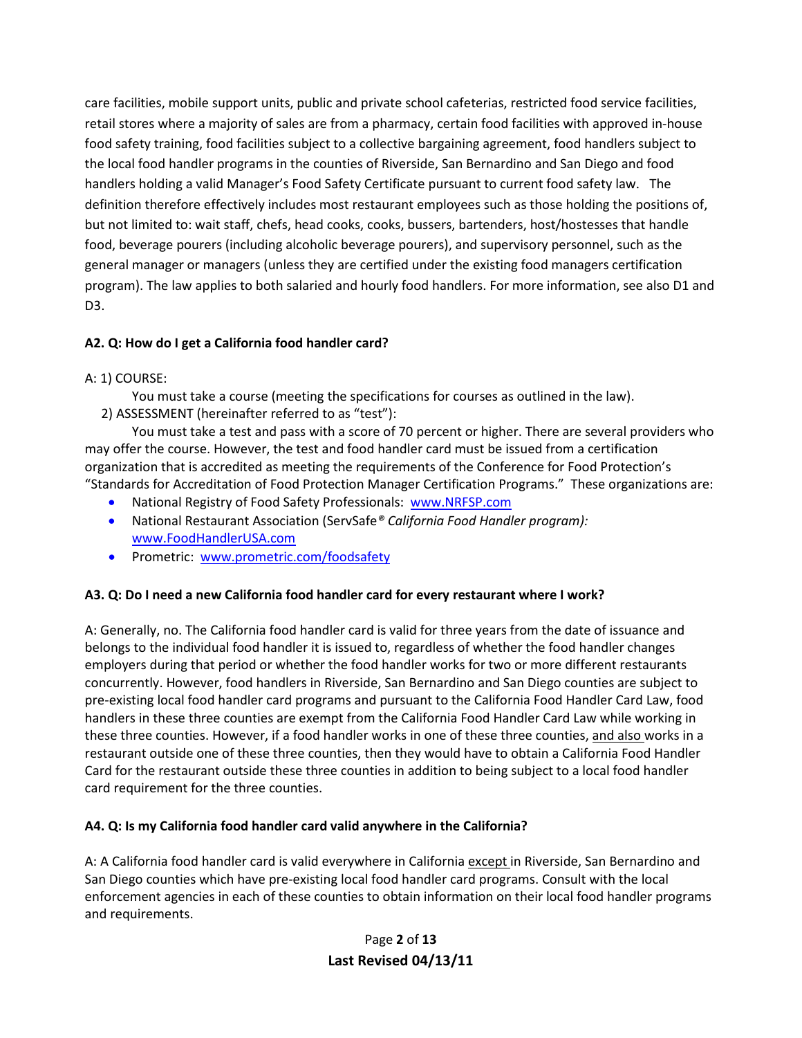care facilities, mobile support units, public and private school cafeterias, restricted food service facilities, retail stores where a majority of sales are from a pharmacy, certain food facilities with approved in-house food safety training, food facilities subject to a collective bargaining agreement, food handlers subject to the local food handler programs in the counties of Riverside, San Bernardino and San Diego and food handlers holding a valid Manager's Food Safety Certificate pursuant to current food safety law. The definition therefore effectively includes most restaurant employees such as those holding the positions of, but not limited to: wait staff, chefs, head cooks, cooks, bussers, bartenders, host/hostesses that handle food, beverage pourers (including alcoholic beverage pourers), and supervisory personnel, such as the general manager or managers (unless they are certified under the existing food managers certification program). The law applies to both salaried and hourly food handlers. For more information, see also D1 and D3.

**A2. Q: How do I get a California food handler card?**

A: 1) COURSE:

You must take a course (meeting the specifications for courses as outlined in the law).

2) ASSESSMENT (hereinafter referred to as "test"):

You must take a test and pass with a score of 70 percent or higher. There are several providers who may offer the course. However, the test and food handler card must be issued from a certification organization that is accredited as meeting the requirements of the Conference for Food Protection's "Standards for Accreditation of Food Protection Manager Certification Programs." These organizations are:

- National Registry of Food Safety Professionals: www.NRFSP.com
- National Restaurant Association (ServSafe® *California Food Handler program):* www.FoodHandlerUSA.com
- Prometric: www.prometric.com/foodsafety

**A3. Q: Do I need a new California food handler card for every restaurant where I work?**

A: Generally, no. The California food handler card is valid for three years from the date of issuance and belongs to the individual food handler it is issued to, regardless of whether the food handler changes employers during that period or whether the food handler works for two or more different restaurants concurrently. However, food handlers in Riverside, San Bernardino and San Diego counties are subject to pre-existing local food handler card programs and pursuant to the California Food Handler Card Law, food handlers in these three counties are exempt from the California Food Handler Card Law while working in these three counties. However, if a food handler works in one of these three counties, <u>and also</u> works in a restaurant outside one of these three counties, then they would have to obtain a California Food Handler Card for the restaurant outside these three counties in addition to being subject to a local food handler card requirement for the three counties.

**A4. Q: Is my California food handler card valid anywhere in the California?**

A: A California food handler card is valid everywhere in California <u>except</u> in Riverside, San Bernardino and San Diego counties which have pre-existing local food handler card programs. Consult with the local enforcement agencies in each of these counties to obtain information on their local food handler programs and requirements.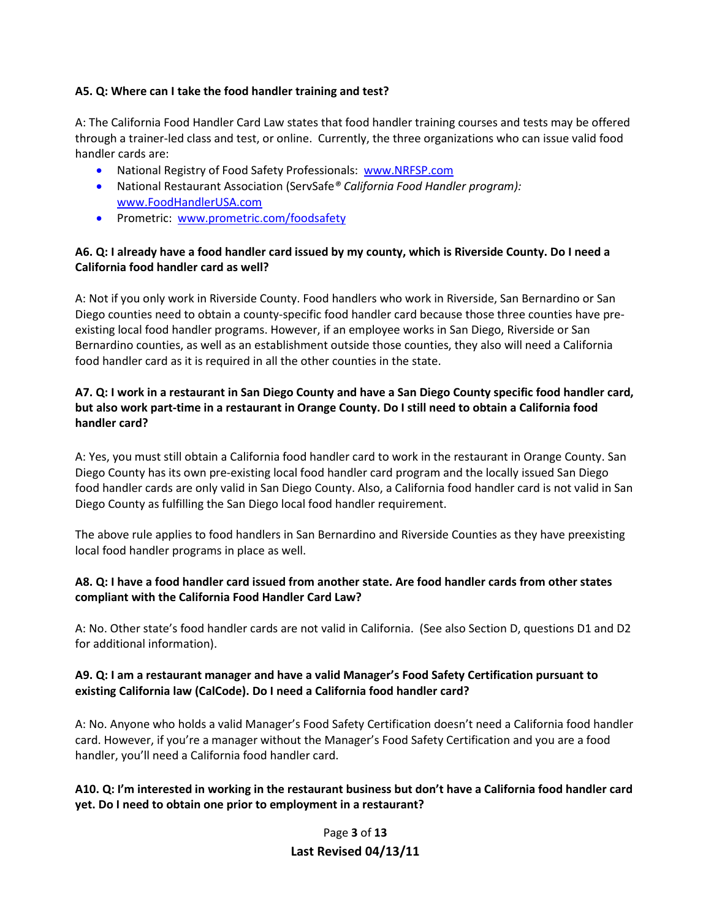**A5. Q: Where can I take the food handler training and test?**

A: The California Food Handler Card Law states that food handler training courses and tests may be offered through a trainer-led class and test, or online. Currently, the three organizations who can issue valid food handler cards are:

- National Registry of Food Safety Professionals: www.NRFSP.com
- National Restaurant Association (ServSafe® *California Food Handler program):* www.FoodHandlerUSA.com
- Prometric: www.prometric.com/foodsafety

**A6. Q: I already have a food handler card issued by my county, which is Riverside County. Do I need a California food handler card as well?**

A: Not if you only work in Riverside County. Food handlers who work in Riverside, San Bernardino or San Diego counties need to obtain a county-specific food handler card because those three counties have pre-existing local food handler programs. However, if an employee works in San Diego, Riverside or San Bernardino counties, as well as an establishment outside those counties, they also will need a California food handler card as it is required in all the other counties in the state.

**A7. Q: I work in a restaurant in San Diego County and have a San Diego County specific food handler card, but also work part-time in a restaurant in Orange County. Do I still need to obtain a California food handler card?**

A: Yes, you must still obtain a California food handler card to work in the restaurant in Orange County. San Diego County has its own pre-existing local food handler card program and the locally issued San Diego food handler cards are only valid in San Diego County. Also, a California food handler card is not valid in San Diego County as fulfilling the San Diego local food handler requirement.

The above rule applies to food handlers in San Bernardino and Riverside Counties as they have preexisting local food handler programs in place as well.

**A8. Q: I have a food handler card issued from another state. Are food handler cards from other states compliant with the California Food Handler Card Law?**

A: No. Other state's food handler cards are not valid in California. (See also Section D, questions D1 and D2 for additional information).

**A9. Q: I am a restaurant manager and have a valid Manager's Food Safety Certification pursuant to existing California law (CalCode). Do I need a California food handler card?**

A: No. Anyone who holds a valid Manager's Food Safety Certification doesn't need a California food handler card. However, if you're a manager without the Manager's Food Safety Certification and you are a food handler, you'll need a California food handler card.

**A10. Q: I'm interested in working in the restaurant business but don't have a California food handler card yet. Do I need to obtain one prior to employment in a restaurant?**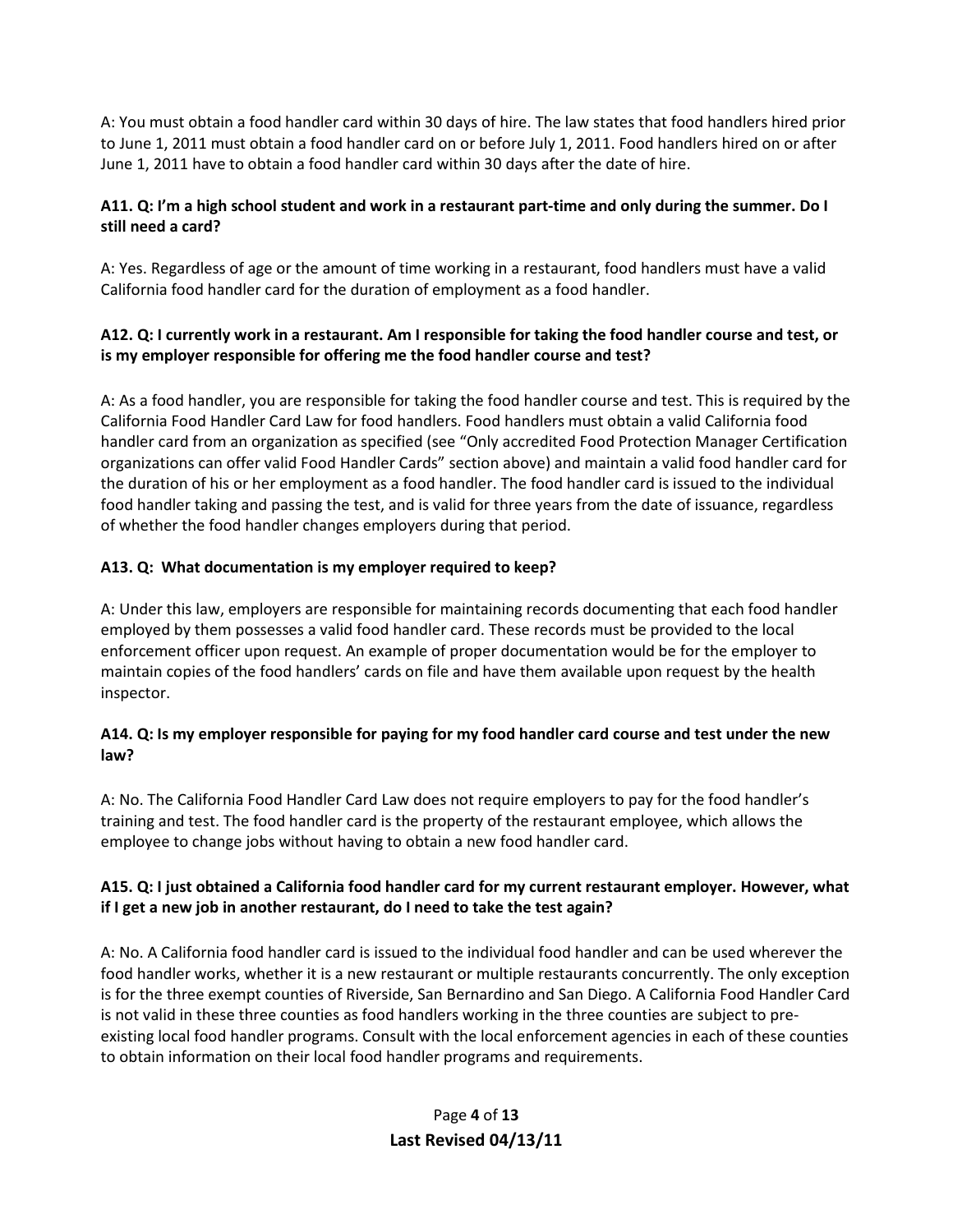A: You must obtain a food handler card within 30 days of hire. The law states that food handlers hired prior to June 1, 2011 must obtain a food handler card on or before July 1, 2011. Food handlers hired on or after June 1, 2011 have to obtain a food handler card within 30 days after the date of hire.

**A11. Q: I'm a high school student and work in a restaurant part-time and only during the summer. Do I still need a card?**

A: Yes. Regardless of age or the amount of time working in a restaurant, food handlers must have a valid California food handler card for the duration of employment as a food handler.

**A12. Q: I currently work in a restaurant. Am I responsible for taking the food handler course and test, or is my employer responsible for offering me the food handler course and test?**

A: As a food handler, you are responsible for taking the food handler course and test. This is required by the California Food Handler Card Law for food handlers. Food handlers must obtain a valid California food handler card from an organization as specified (see "Only accredited Food Protection Manager Certification organizations can offer valid Food Handler Cards" section above) and maintain a valid food handler card for the duration of his or her employment as a food handler. The food handler card is issued to the individual food handler taking and passing the test, and is valid for three years from the date of issuance, regardless of whether the food handler changes employers during that period.

**A13. Q: What documentation is my employer required to keep?**

A: Under this law, employers are responsible for maintaining records documenting that each food handler employed by them possesses a valid food handler card. These records must be provided to the local enforcement officer upon request. An example of proper documentation would be for the employer to maintain copies of the food handlers' cards on file and have them available upon request by the health inspector.

**A14. Q: Is my employer responsible for paying for my food handler card course and test under the new law?**

A: No. The California Food Handler Card Law does not require employers to pay for the food handler's training and test. The food handler card is the property of the restaurant employee, which allows the employee to change jobs without having to obtain a new food handler card.

**A15. Q: I just obtained a California food handler card for my current restaurant employer. However, what if I get a new job in another restaurant, do I need to take the test again?**

A: No. A California food handler card is issued to the individual food handler and can be used wherever the food handler works, whether it is a new restaurant or multiple restaurants concurrently. The only exception is for the three exempt counties of Riverside, San Bernardino and San Diego. A California Food Handler Card is not valid in these three counties as food handlers working in the three counties are subject to pre-existing local food handler programs. Consult with the local enforcement agencies in each of these counties to obtain information on their local food handler programs and requirements.

**Last Revised 04/13/11**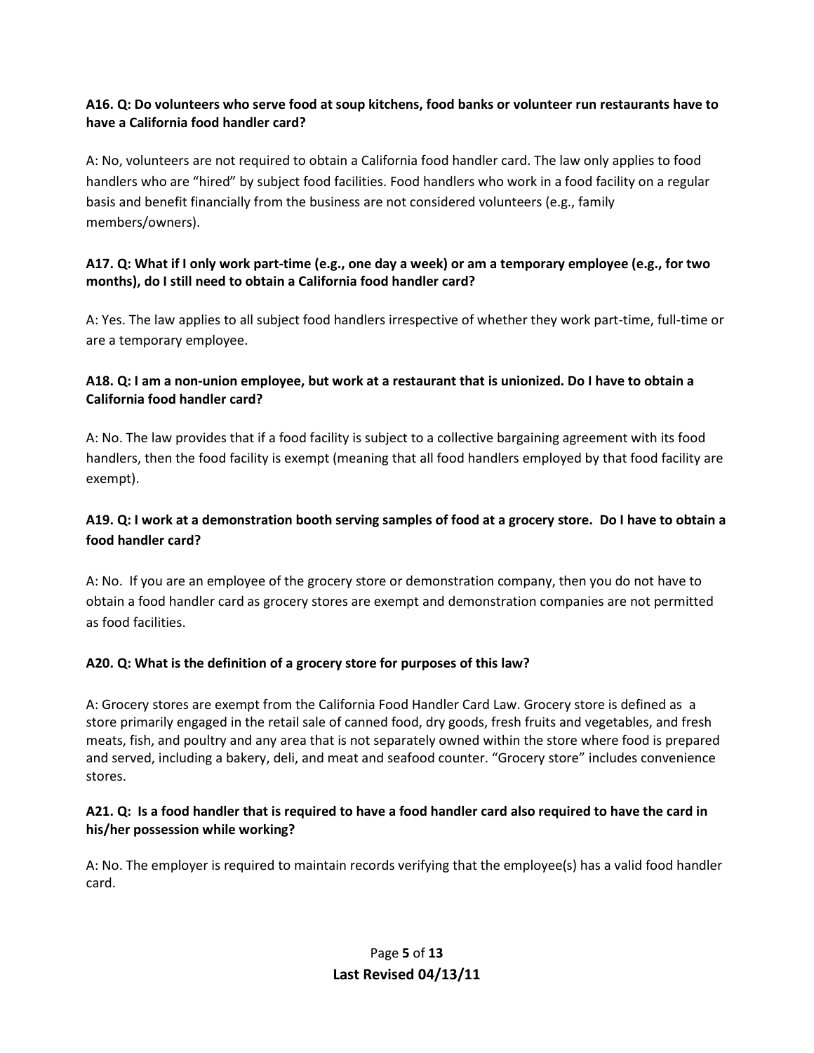**A16. Q: Do volunteers who serve food at soup kitchens, food banks or volunteer run restaurants have to have a California food handler card?**

A: No, volunteers are not required to obtain a California food handler card. The law only applies to food handlers who are "hired" by subject food facilities. Food handlers who work in a food facility on a regular basis and benefit financially from the business are not considered volunteers (e.g., family members/owners).

**A17. Q: What if I only work part-time (e.g., one day a week) or am a temporary employee (e.g., for two months), do I still need to obtain a California food handler card?**

A: Yes. The law applies to all subject food handlers irrespective of whether they work part-time, full-time or are a temporary employee.

**A18. Q: I am a non-union employee, but work at a restaurant that is unionized. Do I have to obtain a California food handler card?**

A: No. The law provides that if a food facility is subject to a collective bargaining agreement with its food handlers, then the food facility is exempt (meaning that all food handlers employed by that food facility are exempt).

**A19. Q: I work at a demonstration booth serving samples of food at a grocery store. Do I have to obtain a food handler card?**

A: No. If you are an employee of the grocery store or demonstration company, then you do not have to obtain a food handler card as grocery stores are exempt and demonstration companies are not permitted as food facilities.

**A20. Q: What is the definition of a grocery store for purposes of this law?**

A: Grocery stores are exempt from the California Food Handler Card Law. Grocery store is defined as a store primarily engaged in the retail sale of canned food, dry goods, fresh fruits and vegetables, and fresh meats, fish, and poultry and any area that is not separately owned within the store where food is prepared and served, including a bakery, deli, and meat and seafood counter. "Grocery store" includes convenience stores.

**A21. Q: Is a food handler that is required to have a food handler card also required to have the card in his/her possession while working?**

A: No. The employer is required to maintain records verifying that the employee(s) has a valid food handler card.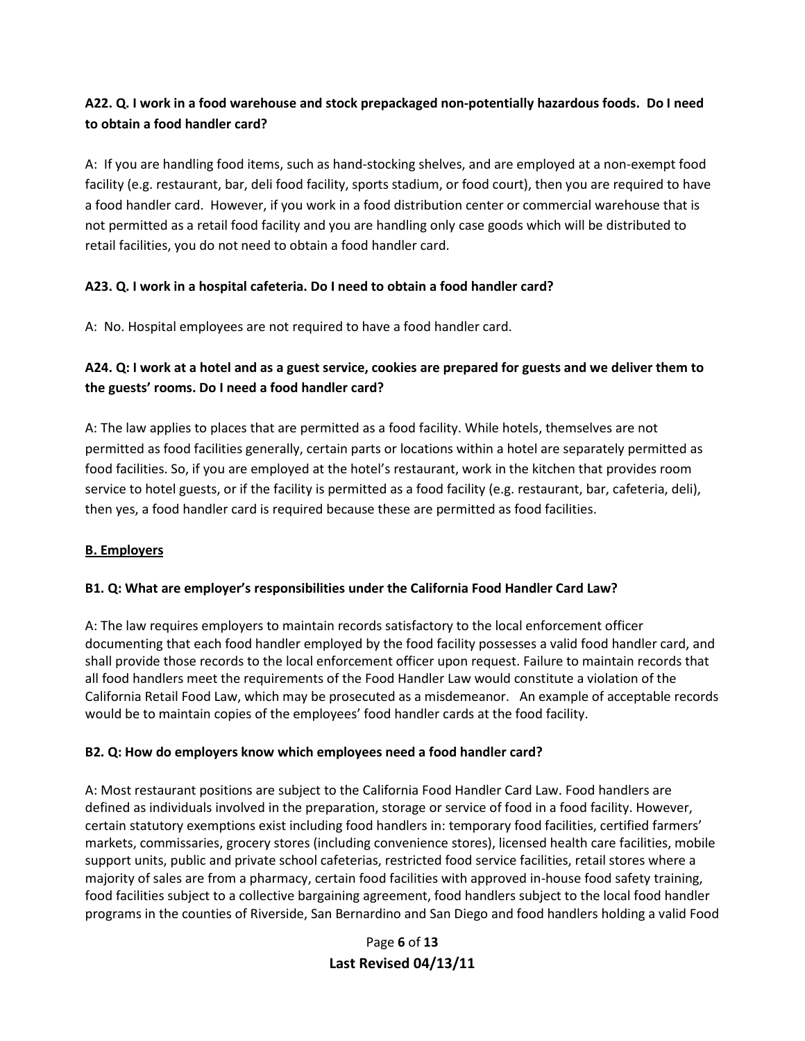**A22. Q. I work in a food warehouse and stock prepackaged non-potentially hazardous foods. Do I need to obtain a food handler card?**

A: If you are handling food items, such as hand-stocking shelves, and are employed at a non-exempt food facility (e.g. restaurant, bar, deli food facility, sports stadium, or food court), then you are required to have a food handler card. However, if you work in a food distribution center or commercial warehouse that is not permitted as a retail food facility and you are handling only case goods which will be distributed to retail facilities, you do not need to obtain a food handler card.

**A23. Q. I work in a hospital cafeteria. Do I need to obtain a food handler card?**

A: No. Hospital employees are not required to have a food handler card.

**A24. Q: I work at a hotel and as a guest service, cookies are prepared for guests and we deliver them to the guests' rooms. Do I need a food handler card?**

A: The law applies to places that are permitted as a food facility. While hotels, themselves are not permitted as food facilities generally, certain parts or locations within a hotel are separately permitted as food facilities. So, if you are employed at the hotel's restaurant, work in the kitchen that provides room service to hotel guests, or if the facility is permitted as a food facility (e.g. restaurant, bar, cafeteria, deli), then yes, a food handler card is required because these are permitted as food facilities.

## B. Employers

**B1. Q: What are employer's responsibilities under the California Food Handler Card Law?**

A: The law requires employers to maintain records satisfactory to the local enforcement officer documenting that each food handler employed by the food facility possesses a valid food handler card, and shall provide those records to the local enforcement officer upon request. Failure to maintain records that all food handlers meet the requirements of the Food Handler Law would constitute a violation of the California Retail Food Law, which may be prosecuted as a misdemeanor. An example of acceptable records would be to maintain copies of the employees' food handler cards at the food facility.

**B2. Q: How do employers know which employees need a food handler card?**

A: Most restaurant positions are subject to the California Food Handler Card Law. Food handlers are defined as individuals involved in the preparation, storage or service of food in a food facility. However, certain statutory exemptions exist including food handlers in: temporary food facilities, certified farmers' markets, commissaries, grocery stores (including convenience stores), licensed health care facilities, mobile support units, public and private school cafeterias, restricted food service facilities, retail stores where a majority of sales are from a pharmacy, certain food facilities with approved in-house food safety training, food facilities subject to a collective bargaining agreement, food handlers subject to the local food handler programs in the counties of Riverside, San Bernardino and San Diego and food handlers holding a valid Food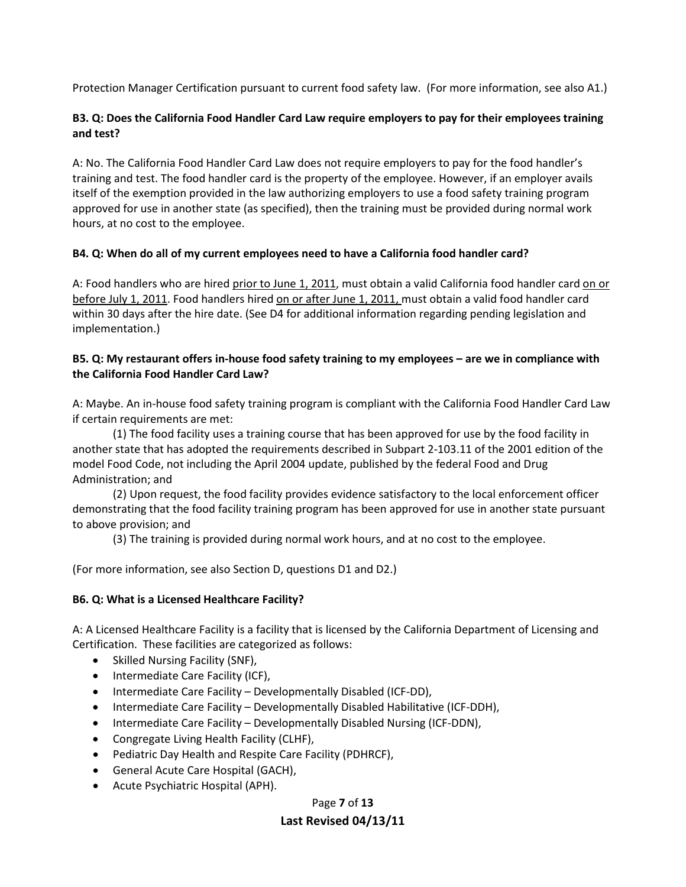Protection Manager Certification pursuant to current food safety law. (For more information, see also A1.)

**B3. Q: Does the California Food Handler Card Law require employers to pay for their employees training and test?**

A: No. The California Food Handler Card Law does not require employers to pay for the food handler's training and test. The food handler card is the property of the employee. However, if an employer avails itself of the exemption provided in the law authorizing employers to use a food safety training program approved for use in another state (as specified), then the training must be provided during normal work hours, at no cost to the employee.

**B4. Q: When do all of my current employees need to have a California food handler card?**

A: Food handlers who are hired <u>prior to June 1, 2011</u>, must obtain a valid California food handler card <u>on or before July 1, 2011</u>. Food handlers hired <u>on or after June 1, 2011,</u> must obtain a valid food handler card within 30 days after the hire date. (See D4 for additional information regarding pending legislation and implementation.)

**B5. Q: My restaurant offers in-house food safety training to my employees – are we in compliance with the California Food Handler Card Law?**

A: Maybe. An in-house food safety training program is compliant with the California Food Handler Card Law if certain requirements are met:

(1) The food facility uses a training course that has been approved for use by the food facility in another state that has adopted the requirements described in Subpart 2-103.11 of the 2001 edition of the model Food Code, not including the April 2004 update, published by the federal Food and Drug Administration; and

(2) Upon request, the food facility provides evidence satisfactory to the local enforcement officer demonstrating that the food facility training program has been approved for use in another state pursuant to above provision; and

(3) The training is provided during normal work hours, and at no cost to the employee.

(For more information, see also Section D, questions D1 and D2.)

**B6. Q: What is a Licensed Healthcare Facility?**

A: A Licensed Healthcare Facility is a facility that is licensed by the California Department of Licensing and Certification. These facilities are categorized as follows:

- Skilled Nursing Facility (SNF),
- Intermediate Care Facility (ICF),
- Intermediate Care Facility – Developmentally Disabled (ICF-DD),
- Intermediate Care Facility – Developmentally Disabled Habilitative (ICF-DDH),
- Intermediate Care Facility – Developmentally Disabled Nursing (ICF-DDN),
- Congregate Living Health Facility (CLHF),
- Pediatric Day Health and Respite Care Facility (PDHRCF),
- General Acute Care Hospital (GACH),
- Acute Psychiatric Hospital (APH).

**Last Revised 04/13/11**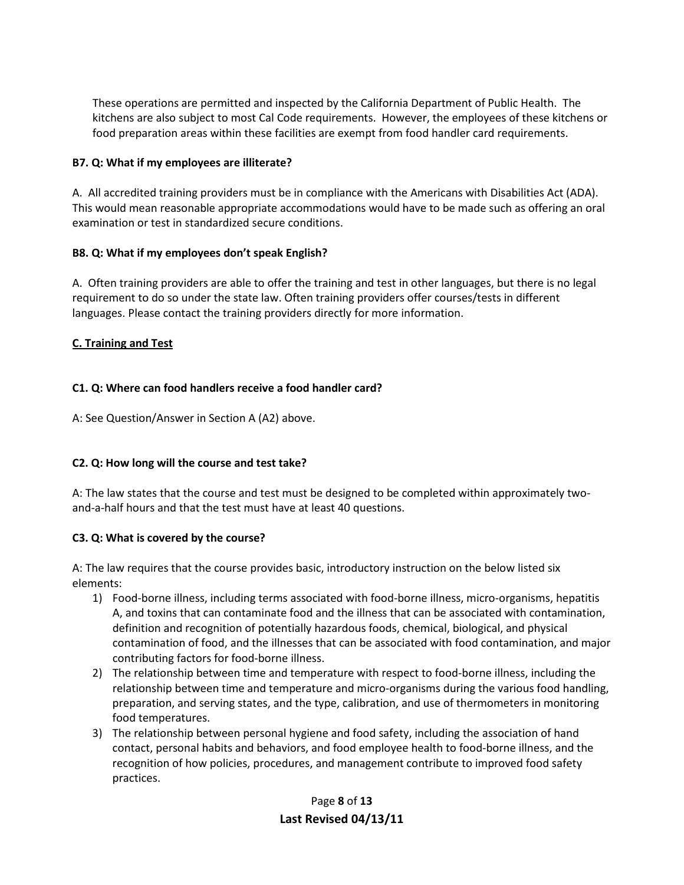These operations are permitted and inspected by the California Department of Public Health. The kitchens are also subject to most Cal Code requirements. However, the employees of these kitchens or food preparation areas within these facilities are exempt from food handler card requirements.

**B7. Q: What if my employees are illiterate?**

A. All accredited training providers must be in compliance with the Americans with Disabilities Act (ADA). This would mean reasonable appropriate accommodations would have to be made such as offering an oral examination or test in standardized secure conditions.

**B8. Q: What if my employees don't speak English?**

A. Often training providers are able to offer the training and test in other languages, but there is no legal requirement to do so under the state law. Often training providers offer courses/tests in different languages. Please contact the training providers directly for more information.

## C. Training and Test

**C1. Q: Where can food handlers receive a food handler card?**

A: See Question/Answer in Section A (A2) above.

**C2. Q: How long will the course and test take?**

A: The law states that the course and test must be designed to be completed within approximately two-and-a-half hours and that the test must have at least 40 questions.

**C3. Q: What is covered by the course?**

A: The law requires that the course provides basic, introductory instruction on the below listed six elements:

1) Food-borne illness, including terms associated with food-borne illness, micro-organisms, hepatitis A, and toxins that can contaminate food and the illness that can be associated with contamination, definition and recognition of potentially hazardous foods, chemical, biological, and physical contamination of food, and the illnesses that can be associated with food contamination, and major contributing factors for food-borne illness.
2) The relationship between time and temperature with respect to food-borne illness, including the relationship between time and temperature and micro-organisms during the various food handling, preparation, and serving states, and the type, calibration, and use of thermometers in monitoring food temperatures.
3) The relationship between personal hygiene and food safety, including the association of hand contact, personal habits and behaviors, and food employee health to food-borne illness, and the recognition of how policies, procedures, and management contribute to improved food safety practices.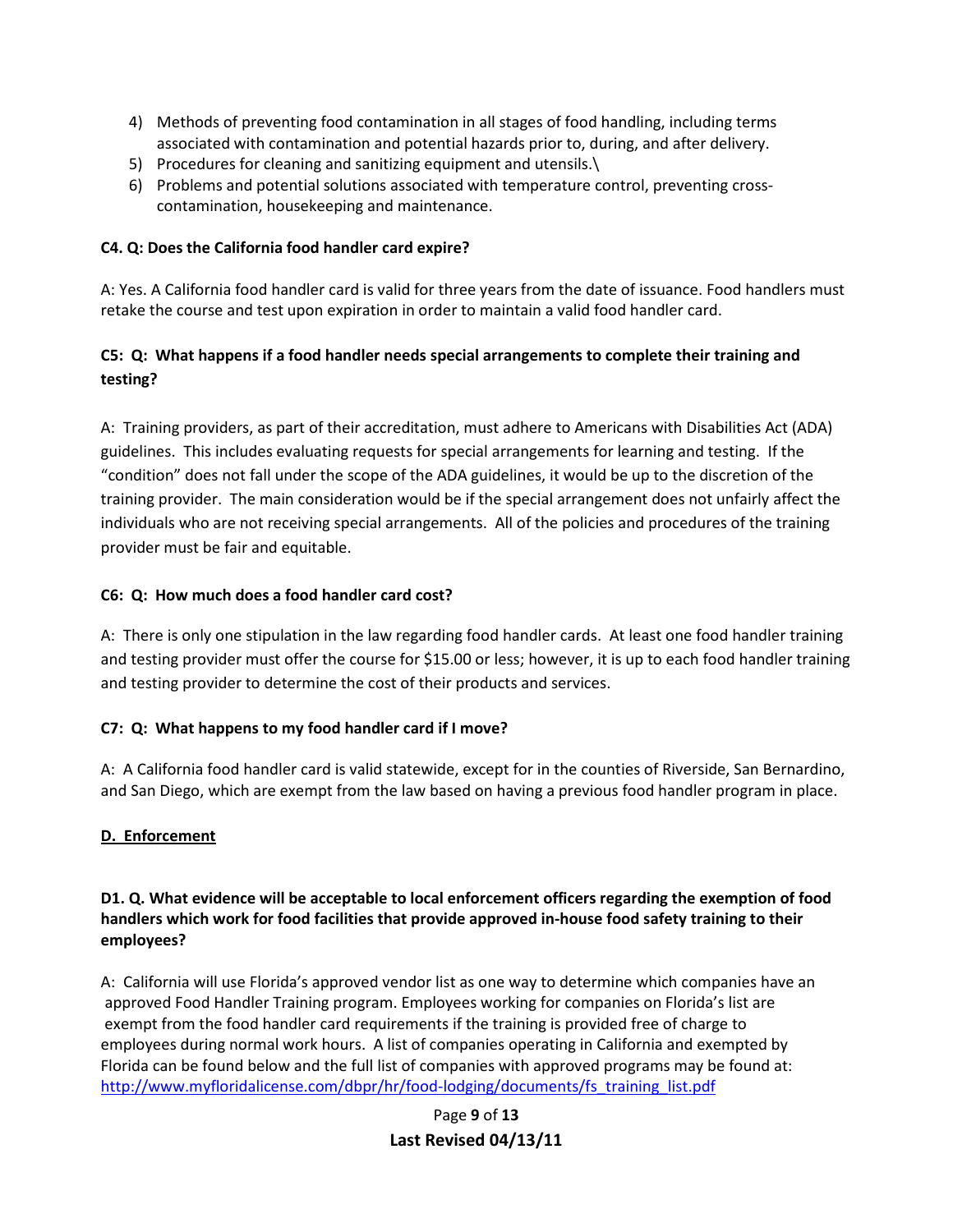4) Methods of preventing food contamination in all stages of food handling, including terms associated with contamination and potential hazards prior to, during, and after delivery.
5) Procedures for cleaning and sanitizing equipment and utensils.\
6) Problems and potential solutions associated with temperature control, preventing cross-contamination, housekeeping and maintenance.

**C4. Q: Does the California food handler card expire?**

A: Yes. A California food handler card is valid for three years from the date of issuance. Food handlers must retake the course and test upon expiration in order to maintain a valid food handler card.

**C5: Q: What happens if a food handler needs special arrangements to complete their training and testing?**

A: Training providers, as part of their accreditation, must adhere to Americans with Disabilities Act (ADA) guidelines. This includes evaluating requests for special arrangements for learning and testing. If the "condition" does not fall under the scope of the ADA guidelines, it would be up to the discretion of the training provider. The main consideration would be if the special arrangement does not unfairly affect the individuals who are not receiving special arrangements. All of the policies and procedures of the training provider must be fair and equitable.

**C6: Q: How much does a food handler card cost?**

A: There is only one stipulation in the law regarding food handler cards. At least one food handler training and testing provider must offer the course for $15.00 or less; however, it is up to each food handler training and testing provider to determine the cost of their products and services.

**C7: Q: What happens to my food handler card if I move?**

A: A California food handler card is valid statewide, except for in the counties of Riverside, San Bernardino, and San Diego, which are exempt from the law based on having a previous food handler program in place.

## D. Enforcement

**D1. Q. What evidence will be acceptable to local enforcement officers regarding the exemption of food handlers which work for food facilities that provide approved in-house food safety training to their employees?**

A: California will use Florida's approved vendor list as one way to determine which companies have an approved Food Handler Training program. Employees working for companies on Florida's list are exempt from the food handler card requirements if the training is provided free of charge to employees during normal work hours. A list of companies operating in California and exempted by Florida can be found below and the full list of companies with approved programs may be found at: [http://www.myfloridalicense.com/dbpr/hr/food-lodging/documents/fs_training_list.pdf](http://www.myfloridalicense.com/dbpr/hr/food-lodging/documents/fs_training_list.pdf)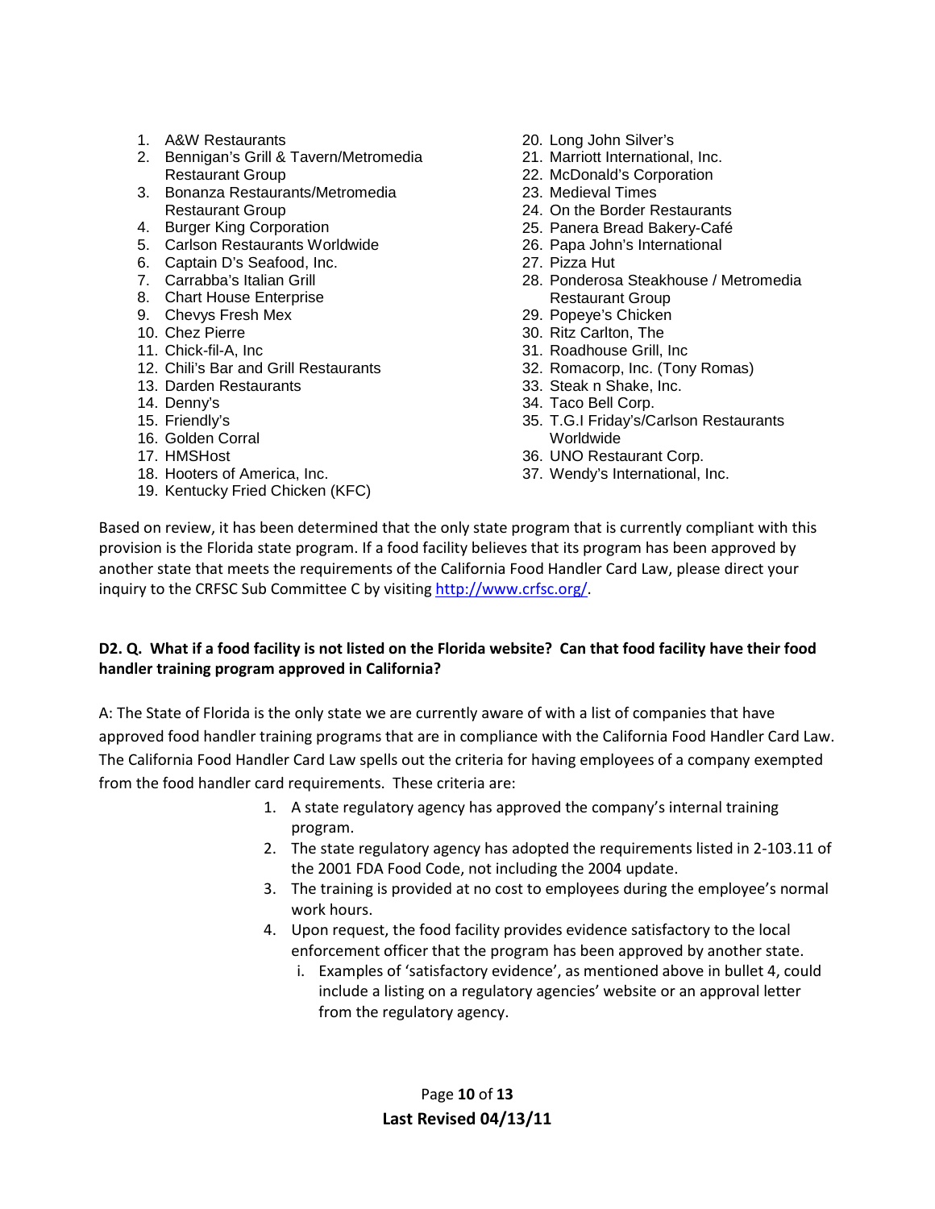1. A&W Restaurants
2. Bennigan's Grill & Tavern/Metromedia Restaurant Group
3. Bonanza Restaurants/Metromedia Restaurant Group
4. Burger King Corporation
5. Carlson Restaurants Worldwide
6. Captain D's Seafood, Inc.
7. Carrabba's Italian Grill
8. Chart House Enterprise
9. Chevys Fresh Mex
10. Chez Pierre
11. Chick-fil-A, Inc
12. Chili's Bar and Grill Restaurants
13. Darden Restaurants
14. Denny's
15. Friendly's
16. Golden Corral
17. HMSHost
18. Hooters of America, Inc.
19. Kentucky Fried Chicken (KFC)
20. Long John Silver's
21. Marriott International, Inc.
22. McDonald's Corporation
23. Medieval Times
24. On the Border Restaurants
25. Panera Bread Bakery-Café
26. Papa John's International
27. Pizza Hut
28. Ponderosa Steakhouse / Metromedia Restaurant Group
29. Popeye's Chicken
30. Ritz Carlton, The
31. Roadhouse Grill, Inc
32. Romacorp, Inc. (Tony Romas)
33. Steak n Shake, Inc.
34. Taco Bell Corp.
35. T.G.I Friday's/Carlson Restaurants Worldwide
36. UNO Restaurant Corp.
37. Wendy's International, Inc.

Based on review, it has been determined that the only state program that is currently compliant with this provision is the Florida state program. If a food facility believes that its program has been approved by another state that meets the requirements of the California Food Handler Card Law, please direct your inquiry to the CRFSC Sub Committee C by visiting http://www.crfsc.org/.

**D2. Q. What if a food facility is not listed on the Florida website? Can that food facility have their food handler training program approved in California?**

A: The State of Florida is the only state we are currently aware of with a list of companies that have approved food handler training programs that are in compliance with the California Food Handler Card Law. The California Food Handler Card Law spells out the criteria for having employees of a company exempted from the food handler card requirements. These criteria are:

1. A state regulatory agency has approved the company's internal training program.
2. The state regulatory agency has adopted the requirements listed in 2-103.11 of the 2001 FDA Food Code, not including the 2004 update.
3. The training is provided at no cost to employees during the employee's normal work hours.
4. Upon request, the food facility provides evidence satisfactory to the local enforcement officer that the program has been approved by another state.
   i. Examples of 'satisfactory evidence', as mentioned above in bullet 4, could include a listing on a regulatory agencies' website or an approval letter from the regulatory agency.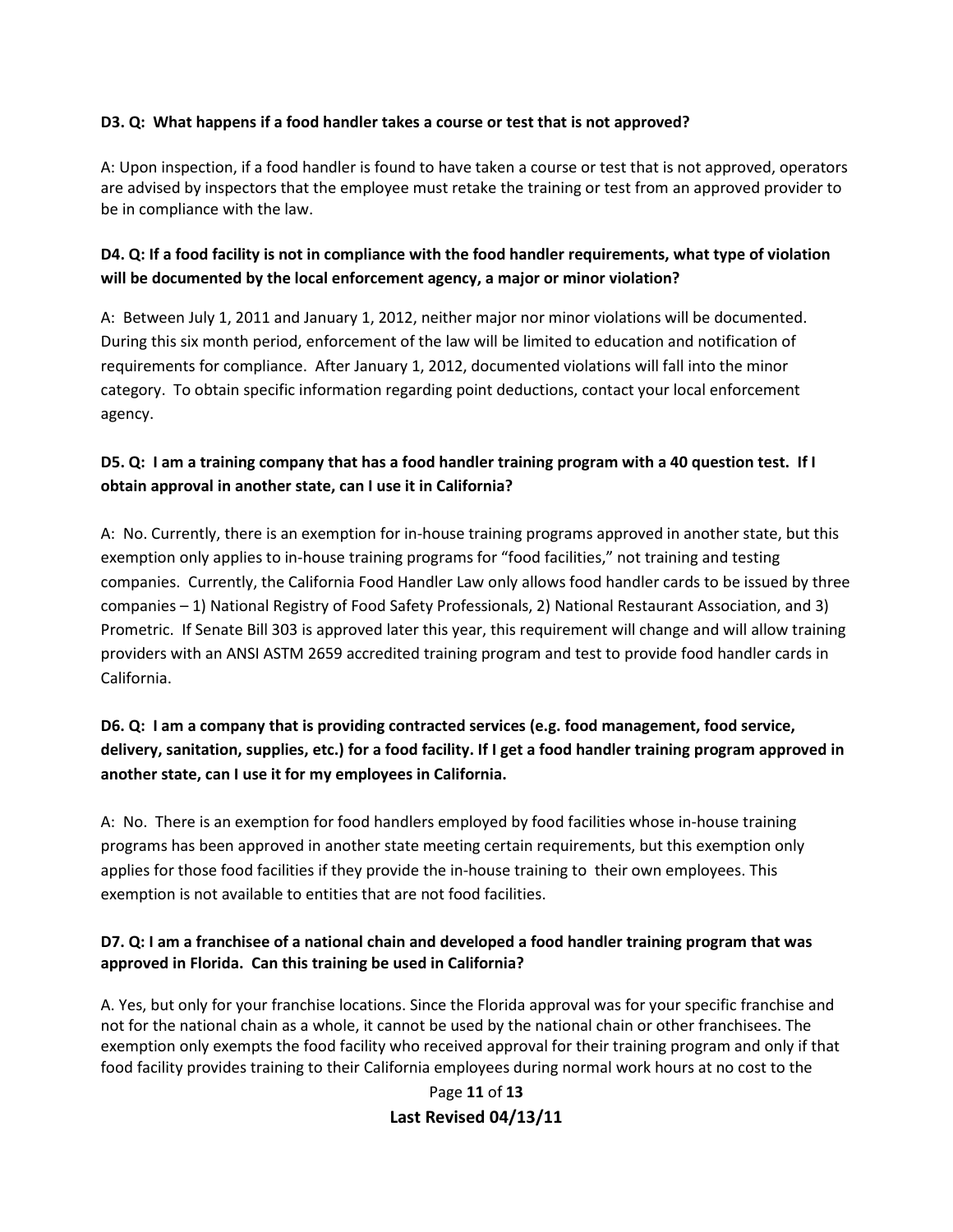**D3. Q: What happens if a food handler takes a course or test that is not approved?**

A: Upon inspection, if a food handler is found to have taken a course or test that is not approved, operators are advised by inspectors that the employee must retake the training or test from an approved provider to be in compliance with the law.

**D4. Q: If a food facility is not in compliance with the food handler requirements, what type of violation will be documented by the local enforcement agency, a major or minor violation?**

A: Between July 1, 2011 and January 1, 2012, neither major nor minor violations will be documented. During this six month period, enforcement of the law will be limited to education and notification of requirements for compliance. After January 1, 2012, documented violations will fall into the minor category. To obtain specific information regarding point deductions, contact your local enforcement agency.

**D5. Q: I am a training company that has a food handler training program with a 40 question test. If I obtain approval in another state, can I use it in California?**

A: No. Currently, there is an exemption for in-house training programs approved in another state, but this exemption only applies to in-house training programs for "food facilities," not training and testing companies. Currently, the California Food Handler Law only allows food handler cards to be issued by three companies – 1) National Registry of Food Safety Professionals, 2) National Restaurant Association, and 3) Prometric. If Senate Bill 303 is approved later this year, this requirement will change and will allow training providers with an ANSI ASTM 2659 accredited training program and test to provide food handler cards in California.

**D6. Q: I am a company that is providing contracted services (e.g. food management, food service, delivery, sanitation, supplies, etc.) for a food facility. If I get a food handler training program approved in another state, can I use it for my employees in California.**

A: No. There is an exemption for food handlers employed by food facilities whose in-house training programs has been approved in another state meeting certain requirements, but this exemption only applies for those food facilities if they provide the in-house training to their own employees. This exemption is not available to entities that are not food facilities.

**D7. Q: I am a franchisee of a national chain and developed a food handler training program that was approved in Florida. Can this training be used in California?**

A. Yes, but only for your franchise locations. Since the Florida approval was for your specific franchise and not for the national chain as a whole, it cannot be used by the national chain or other franchisees. The exemption only exempts the food facility who received approval for their training program and only if that food facility provides training to their California employees during normal work hours at no cost to the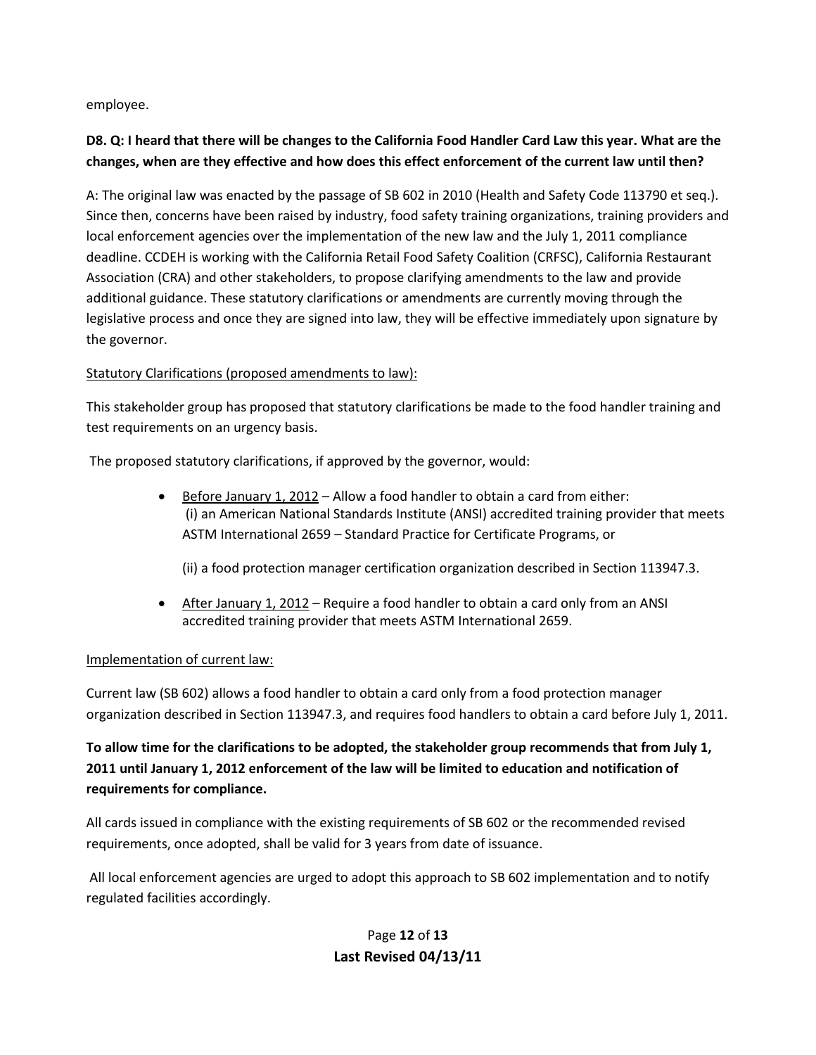employee.

**D8. Q: I heard that there will be changes to the California Food Handler Card Law this year. What are the changes, when are they effective and how does this effect enforcement of the current law until then?**

A: The original law was enacted by the passage of SB 602 in 2010 (Health and Safety Code 113790 et seq.). Since then, concerns have been raised by industry, food safety training organizations, training providers and local enforcement agencies over the implementation of the new law and the July 1, 2011 compliance deadline. CCDEH is working with the California Retail Food Safety Coalition (CRFSC), California Restaurant Association (CRA) and other stakeholders, to propose clarifying amendments to the law and provide additional guidance. These statutory clarifications or amendments are currently moving through the legislative process and once they are signed into law, they will be effective immediately upon signature by the governor.

Statutory Clarifications (proposed amendments to law):

This stakeholder group has proposed that statutory clarifications be made to the food handler training and test requirements on an urgency basis.

The proposed statutory clarifications, if approved by the governor, would:

- Before January 1, 2012 – Allow a food handler to obtain a card from either:
  (i) an American National Standards Institute (ANSI) accredited training provider that meets ASTM International 2659 – Standard Practice for Certificate Programs, or

  (ii) a food protection manager certification organization described in Section 113947.3.

- After January 1, 2012 – Require a food handler to obtain a card only from an ANSI accredited training provider that meets ASTM International 2659.

Implementation of current law:

Current law (SB 602) allows a food handler to obtain a card only from a food protection manager organization described in Section 113947.3, and requires food handlers to obtain a card before July 1, 2011.

**To allow time for the clarifications to be adopted, the stakeholder group recommends that from July 1, 2011 until January 1, 2012 enforcement of the law will be limited to education and notification of requirements for compliance.**

All cards issued in compliance with the existing requirements of SB 602 or the recommended revised requirements, once adopted, shall be valid for 3 years from date of issuance.

All local enforcement agencies are urged to adopt this approach to SB 602 implementation and to notify regulated facilities accordingly.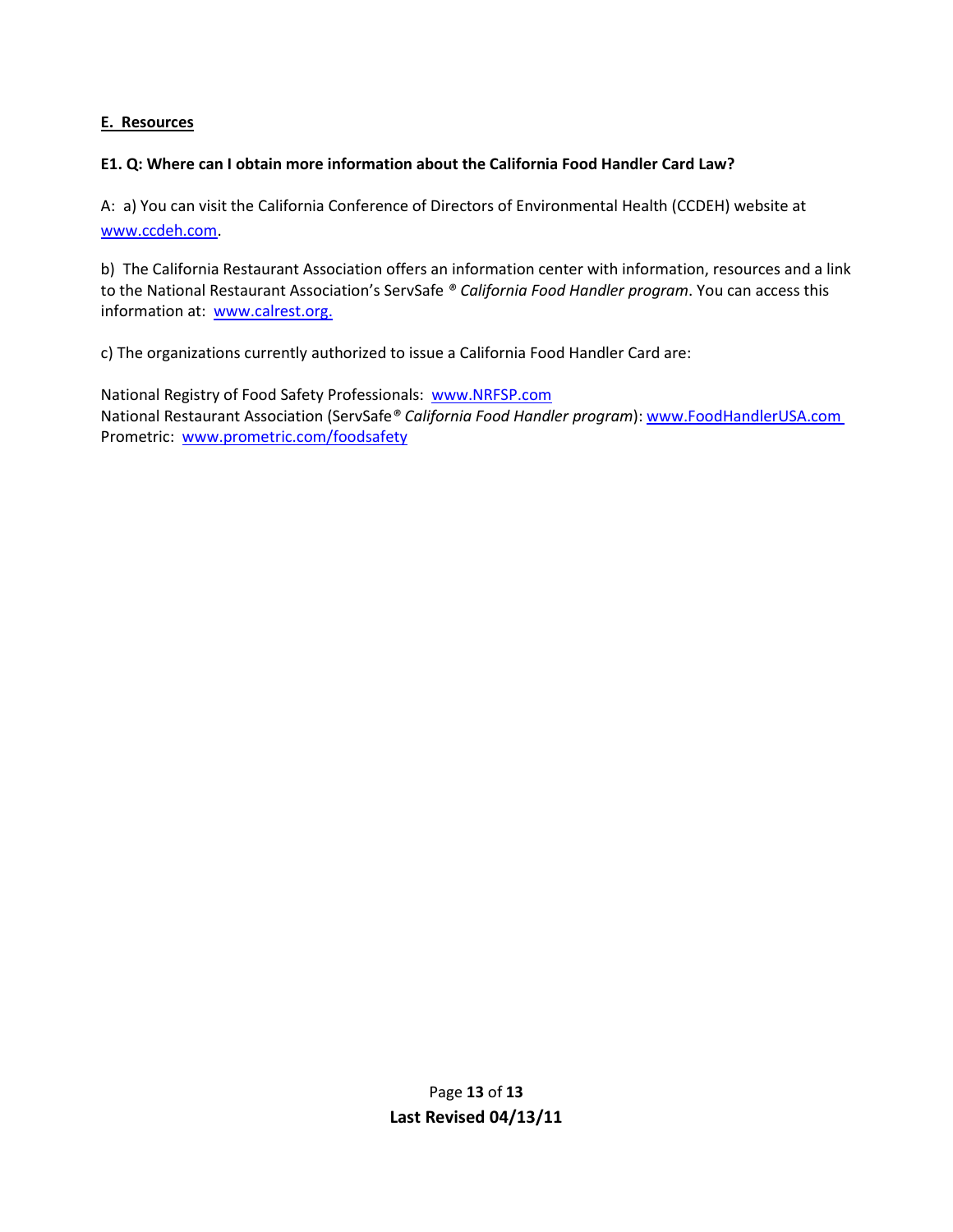## E. Resources

**E1. Q: Where can I obtain more information about the California Food Handler Card Law?**

A: a) You can visit the California Conference of Directors of Environmental Health (CCDEH) website at www.ccdeh.com.

b) The California Restaurant Association offers an information center with information, resources and a link to the National Restaurant Association's ServSafe ® *California Food Handler program*. You can access this information at: www.calrest.org.

c) The organizations currently authorized to issue a California Food Handler Card are:

National Registry of Food Safety Professionals: www.NRFSP.com
National Restaurant Association (ServSafe® *California Food Handler program*): www.FoodHandlerUSA.com
Prometric: www.prometric.com/foodsafety

**Last Revised 04/13/11**